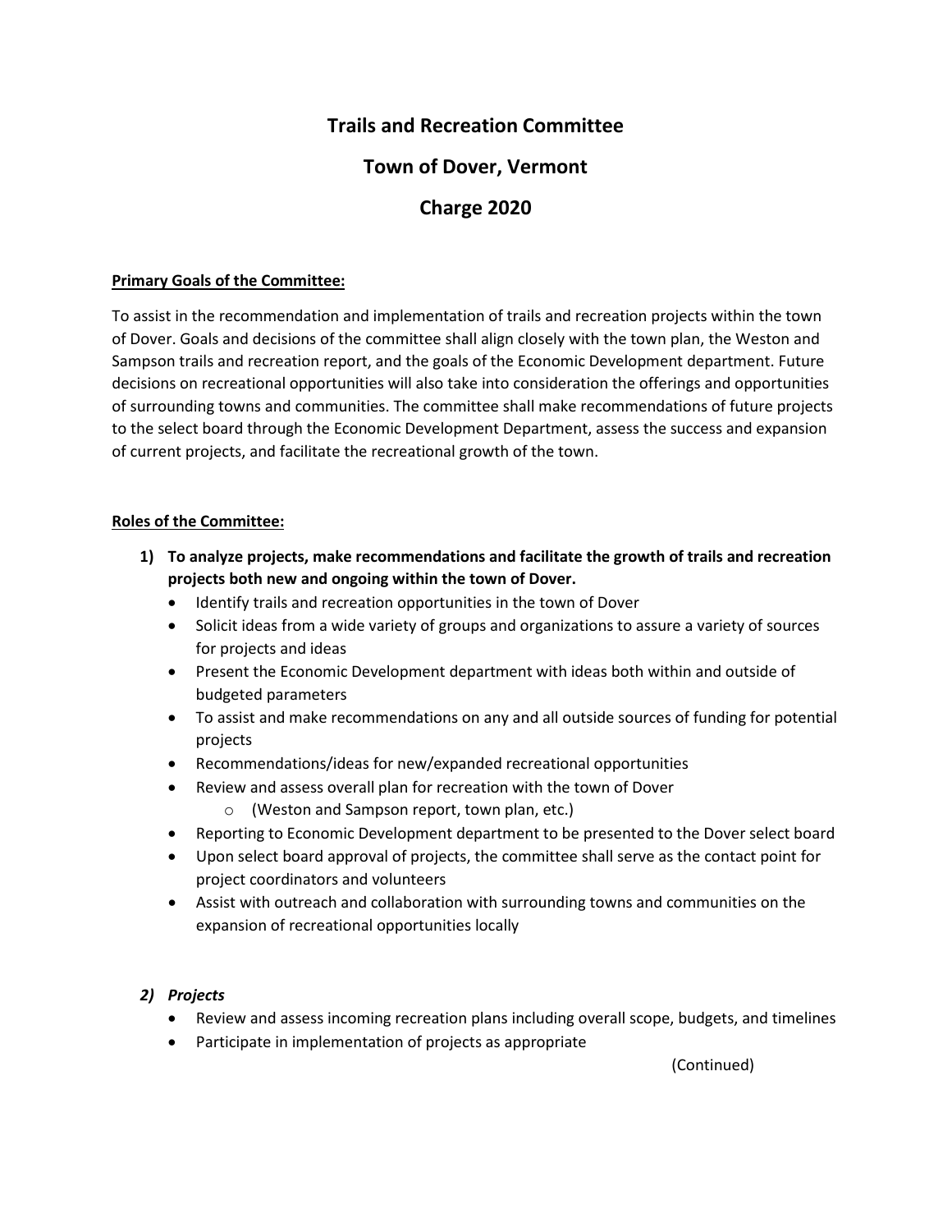# Trails and Recreation Committee

# Town of Dover, Vermont

# Charge 2020

**Primary Goals of the Committee:**

To assist in the recommendation and implementation of trails and recreation projects within the town of Dover. Goals and decisions of the committee shall align closely with the town plan, the Weston and Sampson trails and recreation report, and the goals of the Economic Development department. Future decisions on recreational opportunities will also take into consideration the offerings and opportunities of surrounding towns and communities. The committee shall make recommendations of future projects to the select board through the Economic Development Department, assess the success and expansion of current projects, and facilitate the recreational growth of the town.

**Roles of the Committee:**

1) **To analyze projects, make recommendations and facilitate the growth of trails and recreation projects both new and ongoing within the town of Dover.**
   - Identify trails and recreation opportunities in the town of Dover
   - Solicit ideas from a wide variety of groups and organizations to assure a variety of sources for projects and ideas
   - Present the Economic Development department with ideas both within and outside of budgeted parameters
   - To assist and make recommendations on any and all outside sources of funding for potential projects
   - Recommendations/ideas for new/expanded recreational opportunities
   - Review and assess overall plan for recreation with the town of Dover
     - (Weston and Sampson report, town plan, etc.)
   - Reporting to Economic Development department to be presented to the Dover select board
   - Upon select board approval of projects, the committee shall serve as the contact point for project coordinators and volunteers
   - Assist with outreach and collaboration with surrounding towns and communities on the expansion of recreational opportunities locally

2) ***Projects***
   - Review and assess incoming recreation plans including overall scope, budgets, and timelines
   - Participate in implementation of projects as appropriate

(Continued)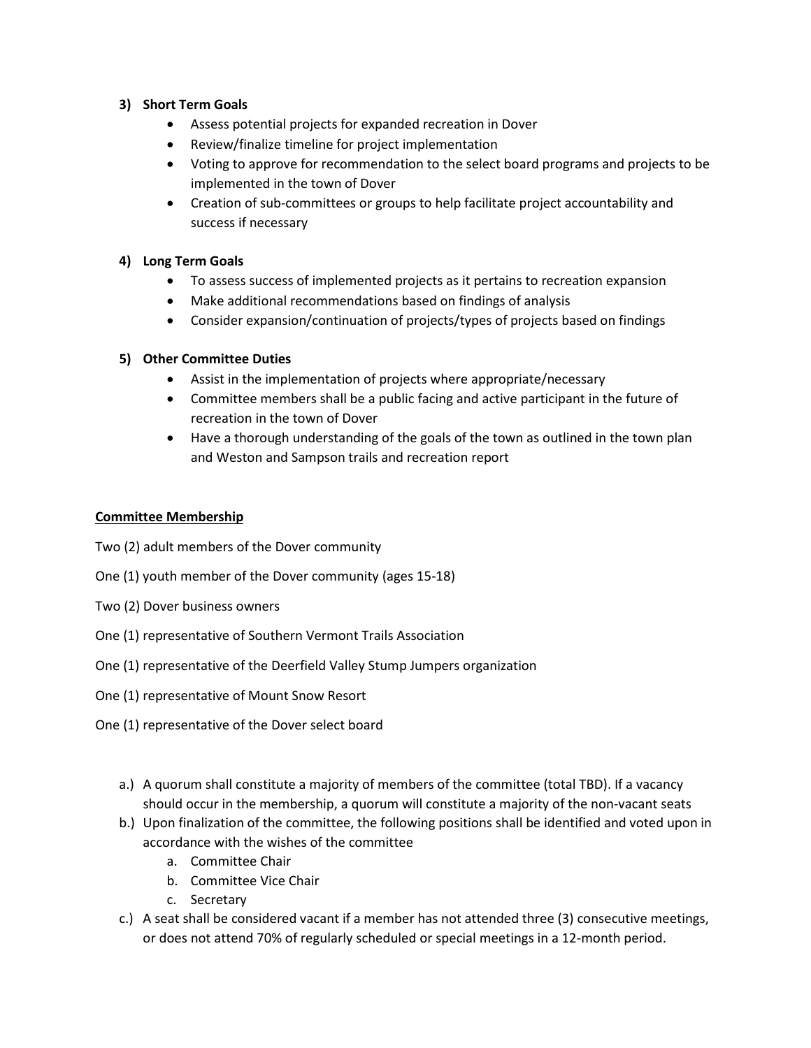### 3) Short Term Goals

- Assess potential projects for expanded recreation in Dover
- Review/finalize timeline for project implementation
- Voting to approve for recommendation to the select board programs and projects to be implemented in the town of Dover
- Creation of sub-committees or groups to help facilitate project accountability and success if necessary

### 4) Long Term Goals

- To assess success of implemented projects as it pertains to recreation expansion
- Make additional recommendations based on findings of analysis
- Consider expansion/continuation of projects/types of projects based on findings

### 5) Other Committee Duties

- Assist in the implementation of projects where appropriate/necessary
- Committee members shall be a public facing and active participant in the future of recreation in the town of Dover
- Have a thorough understanding of the goals of the town as outlined in the town plan and Weston and Sampson trails and recreation report

## Committee Membership

Two (2) adult members of the Dover community

One (1) youth member of the Dover community (ages 15-18)

Two (2) Dover business owners

One (1) representative of Southern Vermont Trails Association

One (1) representative of the Deerfield Valley Stump Jumpers organization

One (1) representative of Mount Snow Resort

One (1) representative of the Dover select board

a.) A quorum shall constitute a majority of members of the committee (total TBD). If a vacancy should occur in the membership, a quorum will constitute a majority of the non-vacant seats

b.) Upon finalization of the committee, the following positions shall be identified and voted upon in accordance with the wishes of the committee
   a. Committee Chair
   b. Committee Vice Chair
   c. Secretary

c.) A seat shall be considered vacant if a member has not attended three (3) consecutive meetings, or does not attend 70% of regularly scheduled or special meetings in a 12-month period.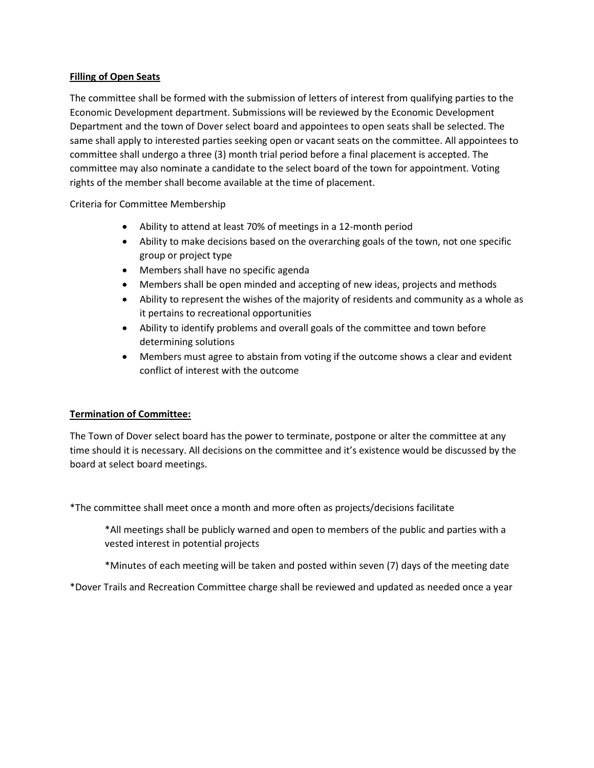**Filling of Open Seats**

The committee shall be formed with the submission of letters of interest from qualifying parties to the Economic Development department. Submissions will be reviewed by the Economic Development Department and the town of Dover select board and appointees to open seats shall be selected. The same shall apply to interested parties seeking open or vacant seats on the committee. All appointees to committee shall undergo a three (3) month trial period before a final placement is accepted. The committee may also nominate a candidate to the select board of the town for appointment. Voting rights of the member shall become available at the time of placement.

Criteria for Committee Membership

- Ability to attend at least 70% of meetings in a 12-month period
- Ability to make decisions based on the overarching goals of the town, not one specific group or project type
- Members shall have no specific agenda
- Members shall be open minded and accepting of new ideas, projects and methods
- Ability to represent the wishes of the majority of residents and community as a whole as it pertains to recreational opportunities
- Ability to identify problems and overall goals of the committee and town before determining solutions
- Members must agree to abstain from voting if the outcome shows a clear and evident conflict of interest with the outcome

**Termination of Committee:**

The Town of Dover select board has the power to terminate, postpone or alter the committee at any time should it is necessary. All decisions on the committee and it's existence would be discussed by the board at select board meetings.

*The committee shall meet once a month and more often as projects/decisions facilitate

*All meetings shall be publicly warned and open to members of the public and parties with a vested interest in potential projects

*Minutes of each meeting will be taken and posted within seven (7) days of the meeting date

*Dover Trails and Recreation Committee charge shall be reviewed and updated as needed once a year